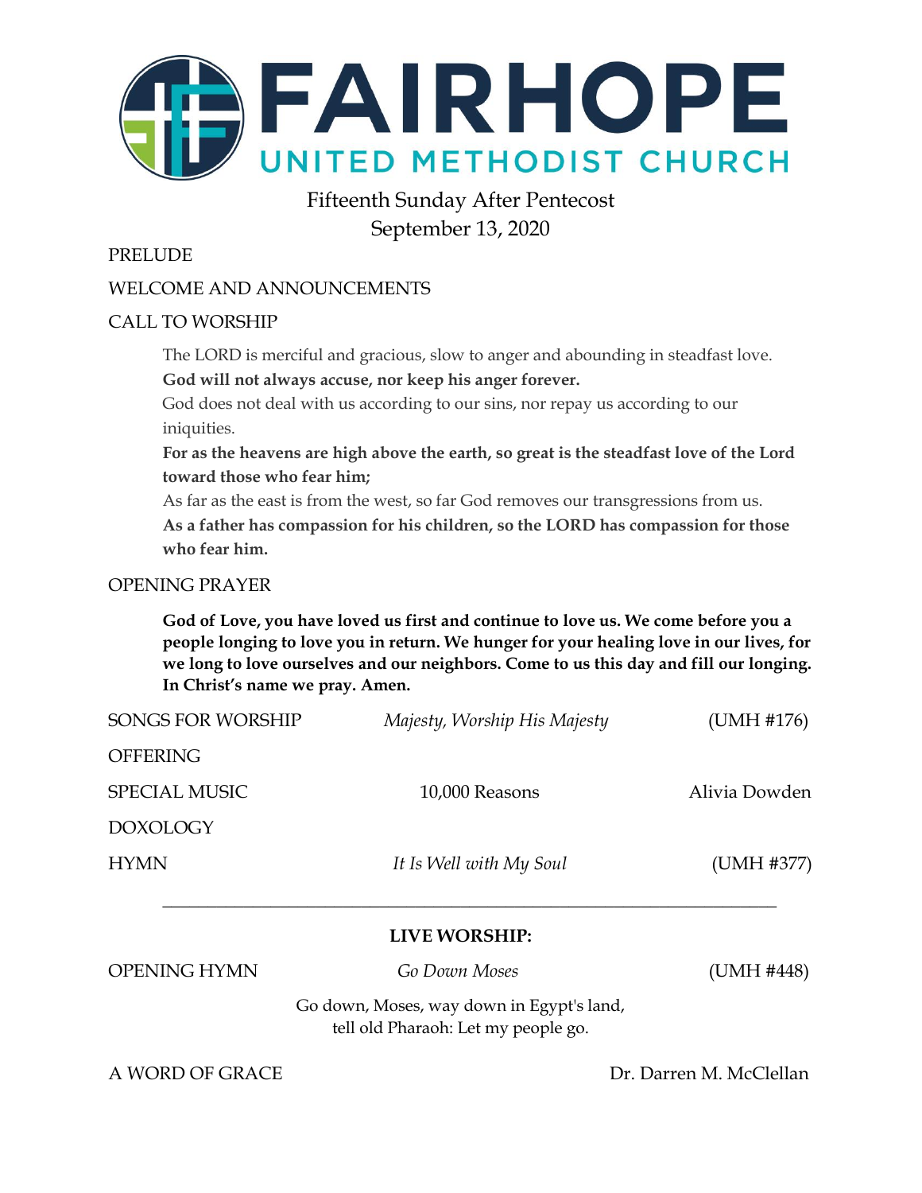# FAIRHOPE

## UNITED METHODIST CHURCH

Fifteenth Sunday After Pentecost
September 13, 2020

PRELUDE

WELCOME AND ANNOUNCEMENTS

CALL TO WORSHIP

> The LORD is merciful and gracious, slow to anger and abounding in steadfast love.
> **God will not always accuse, nor keep his anger forever.**
> God does not deal with us according to our sins, nor repay us according to our iniquities.
> **For as the heavens are high above the earth, so great is the steadfast love of the Lord toward those who fear him;**
> As far as the east is from the west, so far God removes our transgressions from us.
> **As a father has compassion for his children, so the LORD has compassion for those who fear him.**

OPENING PRAYER

> **God of Love, you have loved us first and continue to love us. We come before you a people longing to love you in return. We hunger for your healing love in our lives, for we long to love ourselves and our neighbors. Come to us this day and fill our longing. In Christ's name we pray. Amen.**

SONGS FOR WORSHIP — *Majesty, Worship His Majesty* — (UMH #176)

OFFERING

SPECIAL MUSIC — 10,000 Reasons — Alivia Dowden

DOXOLOGY

HYMN — *It Is Well with My Soul* — (UMH #377)

---

**LIVE WORSHIP:**

OPENING HYMN — *Go Down Moses* — (UMH #448)

Go down, Moses, way down in Egypt's land,
tell old Pharaoh: Let my people go.

A WORD OF GRACE — Dr. Darren M. McClellan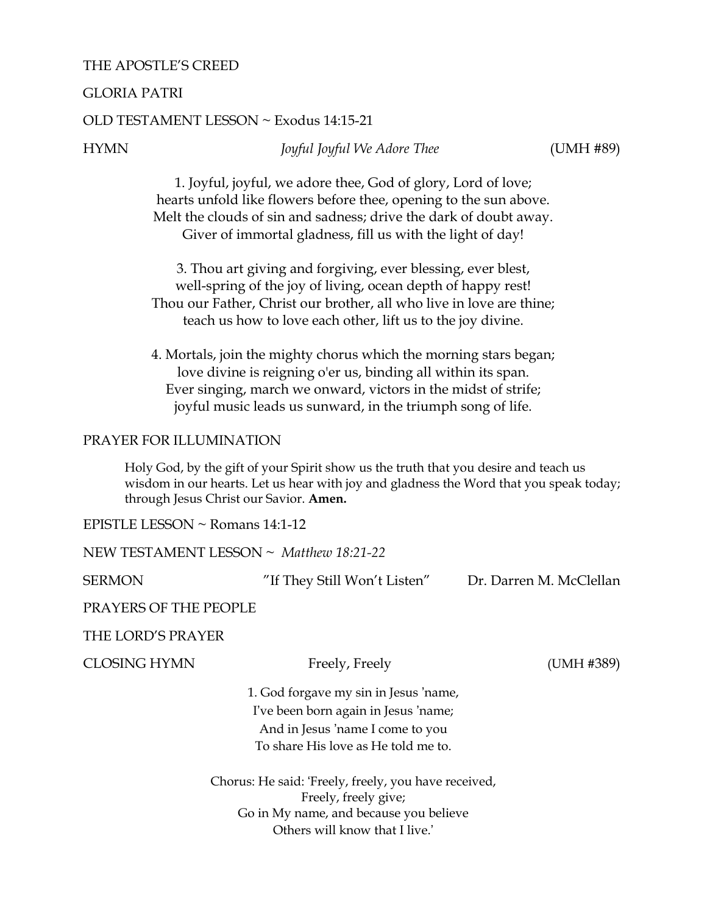THE APOSTLE'S CREED

GLORIA PATRI

OLD TESTAMENT LESSON ~ Exodus 14:15-21

HYMN *Joyful Joyful We Adore Thee* (UMH #89)

1. Joyful, joyful, we adore thee, God of glory, Lord of love;
hearts unfold like flowers before thee, opening to the sun above.
Melt the clouds of sin and sadness; drive the dark of doubt away.
Giver of immortal gladness, fill us with the light of day!

3. Thou art giving and forgiving, ever blessing, ever blest,
well-spring of the joy of living, ocean depth of happy rest!
Thou our Father, Christ our brother, all who live in love are thine;
teach us how to love each other, lift us to the joy divine.

4. Mortals, join the mighty chorus which the morning stars began;
love divine is reigning o'er us, binding all within its span.
Ever singing, march we onward, victors in the midst of strife;
joyful music leads us sunward, in the triumph song of life.

PRAYER FOR ILLUMINATION

Holy God, by the gift of your Spirit show us the truth that you desire and teach us wisdom in our hearts. Let us hear with joy and gladness the Word that you speak today; through Jesus Christ our Savior. **Amen.**

EPISTLE LESSON ~ Romans 14:1-12

NEW TESTAMENT LESSON ~ *Matthew 18:21-22*

SERMON "If They Still Won't Listen" Dr. Darren M. McClellan

PRAYERS OF THE PEOPLE

THE LORD'S PRAYER

CLOSING HYMN Freely, Freely (UMH #389)

1. God forgave my sin in Jesus 'name,
I've been born again in Jesus 'name;
And in Jesus 'name I come to you
To share His love as He told me to.

Chorus: He said: 'Freely, freely, you have received,
Freely, freely give;
Go in My name, and because you believe
Others will know that I live.'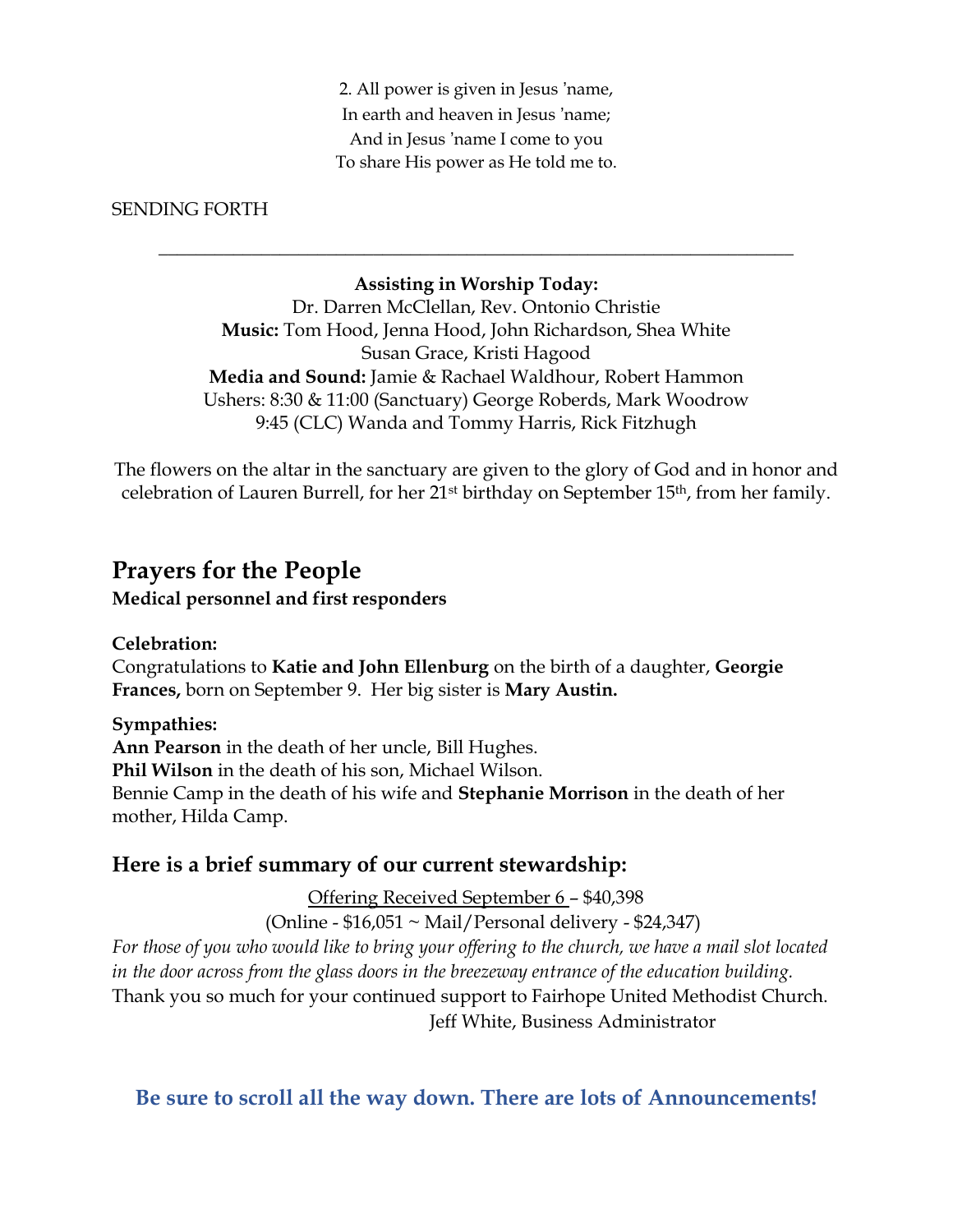2. All power is given in Jesus 'name,  
In earth and heaven in Jesus 'name;  
And in Jesus 'name I come to you  
To share His power as He told me to.

SENDING FORTH

---

**Assisting in Worship Today:**  
Dr. Darren McClellan, Rev. Ontonio Christie  
**Music:** Tom Hood, Jenna Hood, John Richardson, Shea White  
Susan Grace, Kristi Hagood  
**Media and Sound:** Jamie & Rachael Waldhour, Robert Hammon  
Ushers: 8:30 & 11:00 (Sanctuary) George Roberds, Mark Woodrow  
9:45 (CLC) Wanda and Tommy Harris, Rick Fitzhugh

The flowers on the altar in the sanctuary are given to the glory of God and in honor and celebration of Lauren Burrell, for her 21st birthday on September 15th, from her family.

## Prayers for the People

**Medical personnel and first responders**

**Celebration:**  
Congratulations to **Katie and John Ellenburg** on the birth of a daughter, **Georgie Frances,** born on September 9. Her big sister is **Mary Austin.**

**Sympathies:**  
**Ann Pearson** in the death of her uncle, Bill Hughes.  
**Phil Wilson** in the death of his son, Michael Wilson.  
Bennie Camp in the death of his wife and **Stephanie Morrison** in the death of her mother, Hilda Camp.

### Here is a brief summary of our current stewardship:

Offering Received September 6 – $40,398  
(Online - $16,051 ~ Mail/Personal delivery - $24,347)

*For those of you who would like to bring your offering to the church, we have a mail slot located in the door across from the glass doors in the breezeway entrance of the education building.*

Thank you so much for your continued support to Fairhope United Methodist Church.  
Jeff White, Business Administrator

**Be sure to scroll all the way down. There are lots of Announcements!**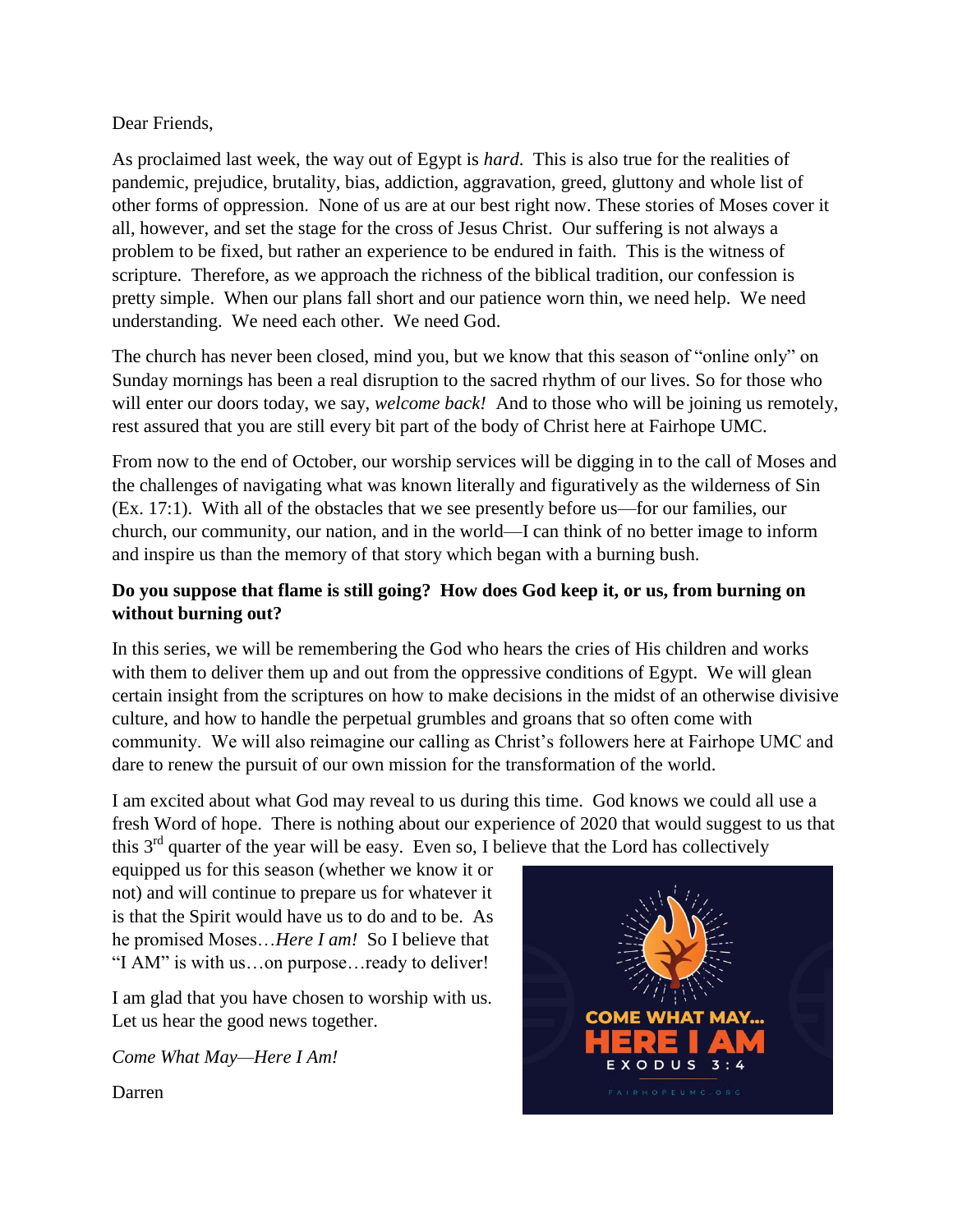Dear Friends,

As proclaimed last week, the way out of Egypt is *hard*. This is also true for the realities of pandemic, prejudice, brutality, bias, addiction, aggravation, greed, gluttony and whole list of other forms of oppression. None of us are at our best right now. These stories of Moses cover it all, however, and set the stage for the cross of Jesus Christ. Our suffering is not always a problem to be fixed, but rather an experience to be endured in faith. This is the witness of scripture. Therefore, as we approach the richness of the biblical tradition, our confession is pretty simple. When our plans fall short and our patience worn thin, we need help. We need understanding. We need each other. We need God.

The church has never been closed, mind you, but we know that this season of "online only" on Sunday mornings has been a real disruption to the sacred rhythm of our lives. So for those who will enter our doors today, we say, *welcome back!* And to those who will be joining us remotely, rest assured that you are still every bit part of the body of Christ here at Fairhope UMC.

From now to the end of October, our worship services will be digging in to the call of Moses and the challenges of navigating what was known literally and figuratively as the wilderness of Sin (Ex. 17:1). With all of the obstacles that we see presently before us—for our families, our church, our community, our nation, and in the world—I can think of no better image to inform and inspire us than the memory of that story which began with a burning bush.

**Do you suppose that flame is still going? How does God keep it, or us, from burning on without burning out?**

In this series, we will be remembering the God who hears the cries of His children and works with them to deliver them up and out from the oppressive conditions of Egypt. We will glean certain insight from the scriptures on how to make decisions in the midst of an otherwise divisive culture, and how to handle the perpetual grumbles and groans that so often come with community. We will also reimagine our calling as Christ's followers here at Fairhope UMC and dare to renew the pursuit of our own mission for the transformation of the world.

I am excited about what God may reveal to us during this time. God knows we could all use a fresh Word of hope. There is nothing about our experience of 2020 that would suggest to us that this 3rd quarter of the year will be easy. Even so, I believe that the Lord has collectively equipped us for this season (whether we know it or not) and will continue to prepare us for whatever it is that the Spirit would have us to do and to be. As he promised Moses…*Here I am!* So I believe that "I AM" is with us…on purpose…ready to deliver!

I am glad that you have chosen to worship with us. Let us hear the good news together.

*Come What May—Here I Am!*

Darren

COME WHAT MAY…
HERE I AM
EXODUS 3:4
FAIRHOPEUMC.ORG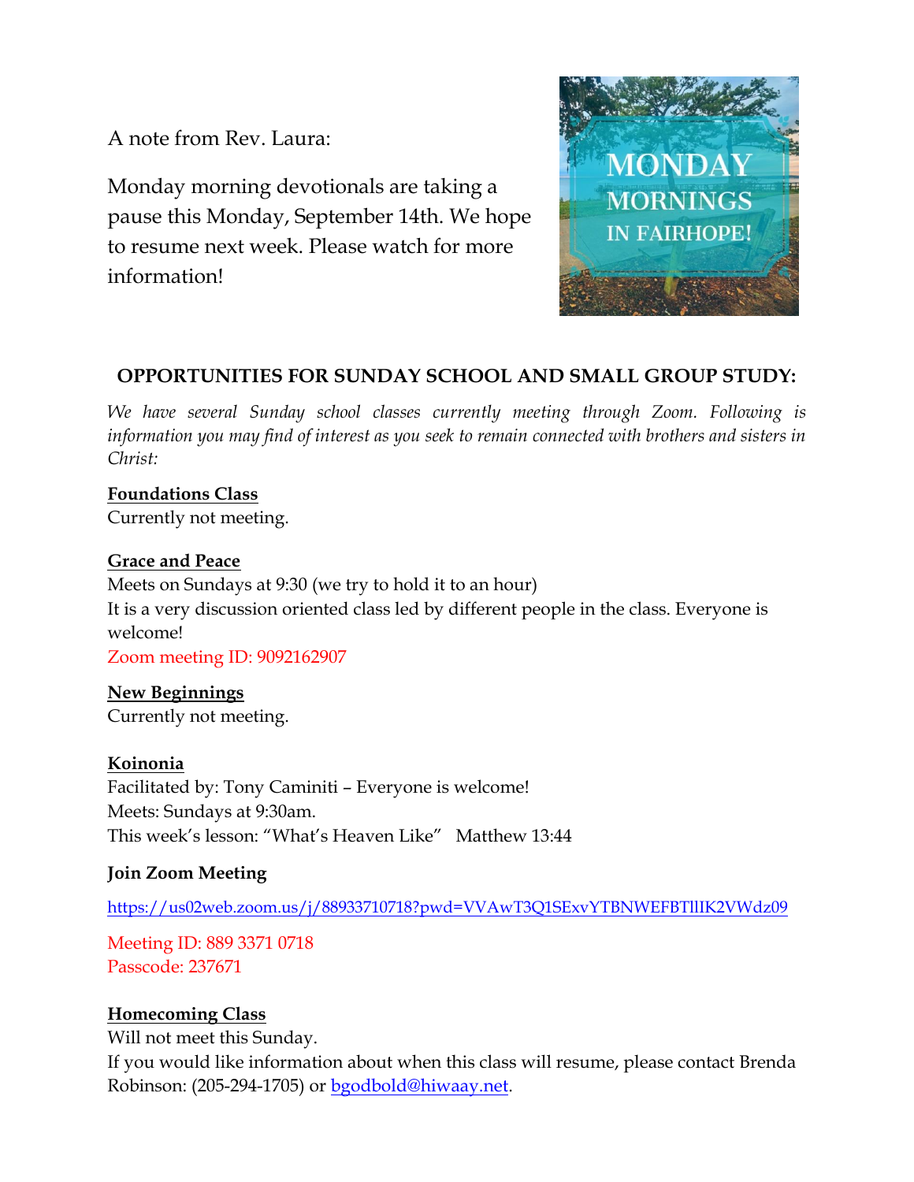A note from Rev. Laura:

Monday morning devotionals are taking a pause this Monday, September 14th. We hope to resume next week. Please watch for more information!

MONDAY MORNINGS IN FAIRHOPE!

## OPPORTUNITIES FOR SUNDAY SCHOOL AND SMALL GROUP STUDY:

*We have several Sunday school classes currently meeting through Zoom. Following is information you may find of interest as you seek to remain connected with brothers and sisters in Christ:*

**Foundations Class**
Currently not meeting.

**Grace and Peace**
Meets on Sundays at 9:30 (we try to hold it to an hour)
It is a very discussion oriented class led by different people in the class. Everyone is welcome!
Zoom meeting ID: 9092162907

**New Beginnings**
Currently not meeting.

**Koinonia**
Facilitated by: Tony Caminiti – Everyone is welcome!
Meets: Sundays at 9:30am.
This week's lesson: "What's Heaven Like"   Matthew 13:44

**Join Zoom Meeting**

https://us02web.zoom.us/j/88933710718?pwd=VVAwT3Q1SExvYTBNWEFBTlIIK2VWdz09

Meeting ID: 889 3371 0718
Passcode: 237671

**Homecoming Class**
Will not meet this Sunday.
If you would like information about when this class will resume, please contact Brenda Robinson: (205-294-1705) or bgodbold@hiwaay.net.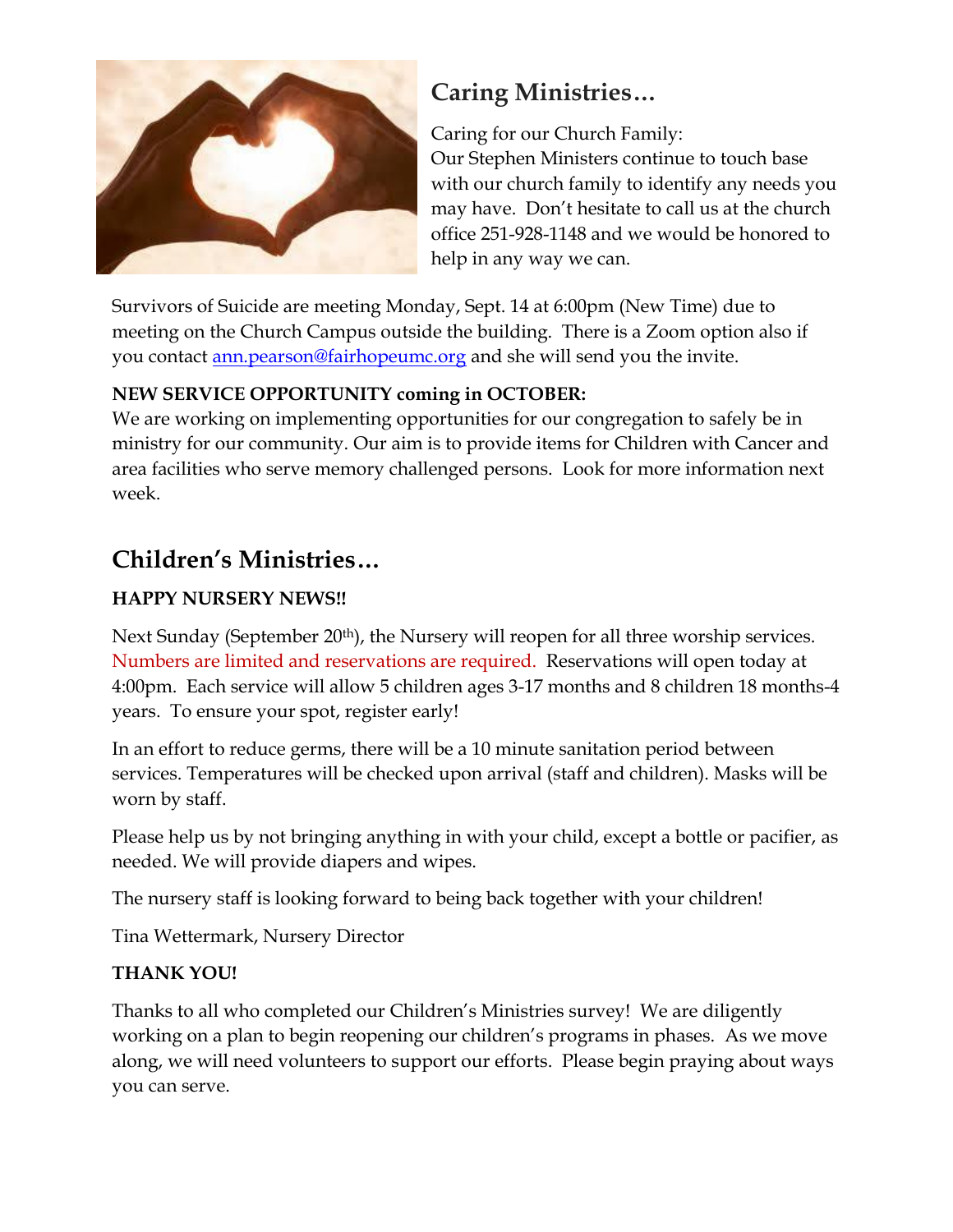## Caring Ministries…

Caring for our Church Family:
Our Stephen Ministers continue to touch base with our church family to identify any needs you may have. Don't hesitate to call us at the church office 251-928-1148 and we would be honored to help in any way we can.

Survivors of Suicide are meeting Monday, Sept. 14 at 6:00pm (New Time) due to meeting on the Church Campus outside the building. There is a Zoom option also if you contact ann.pearson@fairhopeumc.org and she will send you the invite.

**NEW SERVICE OPPORTUNITY coming in OCTOBER:**
We are working on implementing opportunities for our congregation to safely be in ministry for our community. Our aim is to provide items for Children with Cancer and area facilities who serve memory challenged persons. Look for more information next week.

## Children's Ministries…

**HAPPY NURSERY NEWS!!**

Next Sunday (September 20th), the Nursery will reopen for all three worship services. Numbers are limited and reservations are required. Reservations will open today at 4:00pm. Each service will allow 5 children ages 3-17 months and 8 children 18 months-4 years. To ensure your spot, register early!

In an effort to reduce germs, there will be a 10 minute sanitation period between services. Temperatures will be checked upon arrival (staff and children). Masks will be worn by staff.

Please help us by not bringing anything in with your child, except a bottle or pacifier, as needed. We will provide diapers and wipes.

The nursery staff is looking forward to being back together with your children!

Tina Wettermark, Nursery Director

**THANK YOU!**

Thanks to all who completed our Children's Ministries survey! We are diligently working on a plan to begin reopening our children's programs in phases. As we move along, we will need volunteers to support our efforts. Please begin praying about ways you can serve.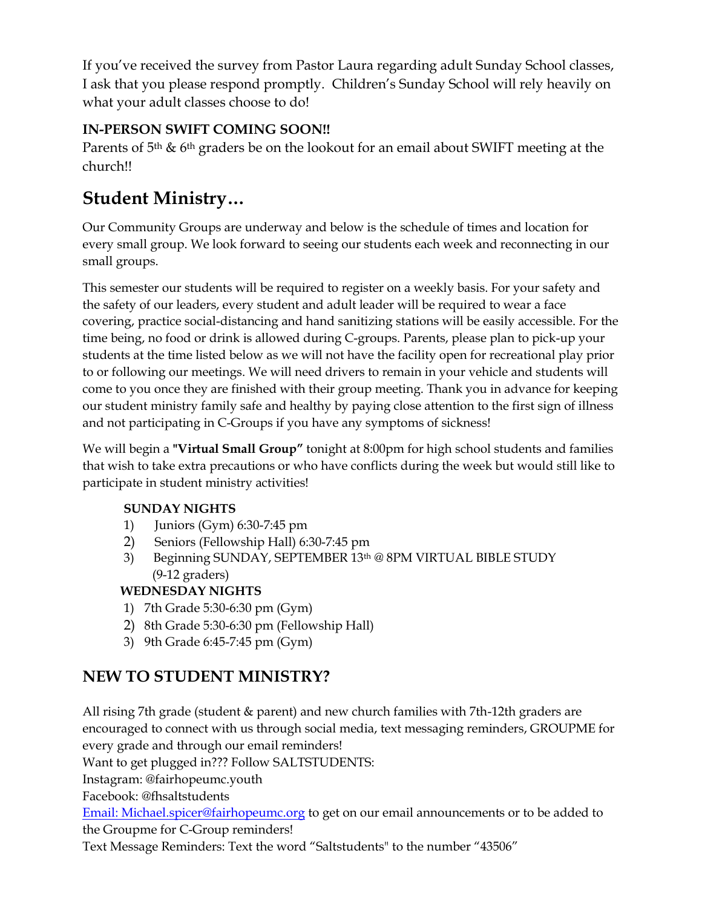If you've received the survey from Pastor Laura regarding adult Sunday School classes, I ask that you please respond promptly. Children's Sunday School will rely heavily on what your adult classes choose to do!

**IN-PERSON SWIFT COMING SOON!!**

Parents of 5th & 6th graders be on the lookout for an email about SWIFT meeting at the church!!

# Student Ministry…

Our Community Groups are underway and below is the schedule of times and location for every small group. We look forward to seeing our students each week and reconnecting in our small groups.

This semester our students will be required to register on a weekly basis. For your safety and the safety of our leaders, every student and adult leader will be required to wear a face covering, practice social-distancing and hand sanitizing stations will be easily accessible. For the time being, no food or drink is allowed during C-groups. Parents, please plan to pick-up your students at the time listed below as we will not have the facility open for recreational play prior to or following our meetings. We will need drivers to remain in your vehicle and students will come to you once they are finished with their group meeting. Thank you in advance for keeping our student ministry family safe and healthy by paying close attention to the first sign of illness and not participating in C-Groups if you have any symptoms of sickness!

We will begin a **"Virtual Small Group"** tonight at 8:00pm for high school students and families that wish to take extra precautions or who have conflicts during the week but would still like to participate in student ministry activities!

**SUNDAY NIGHTS**

1) Juniors (Gym) 6:30-7:45 pm
2) Seniors (Fellowship Hall) 6:30-7:45 pm
3) Beginning SUNDAY, SEPTEMBER 13th @ 8PM VIRTUAL BIBLE STUDY (9-12 graders)

**WEDNESDAY NIGHTS**

1) 7th Grade 5:30-6:30 pm (Gym)
2) 8th Grade 5:30-6:30 pm (Fellowship Hall)
3) 9th Grade 6:45-7:45 pm (Gym)

## NEW TO STUDENT MINISTRY?

All rising 7th grade (student & parent) and new church families with 7th-12th graders are encouraged to connect with us through social media, text messaging reminders, GROUPME for every grade and through our email reminders!

Want to get plugged in??? Follow SALTSTUDENTS:

Instagram: @fairhopeumc.youth

Facebook: @fhsaltstudents

Email: Michael.spicer@fairhopeumc.org to get on our email announcements or to be added to the Groupme for C-Group reminders!

Text Message Reminders: Text the word "Saltstudents" to the number "43506"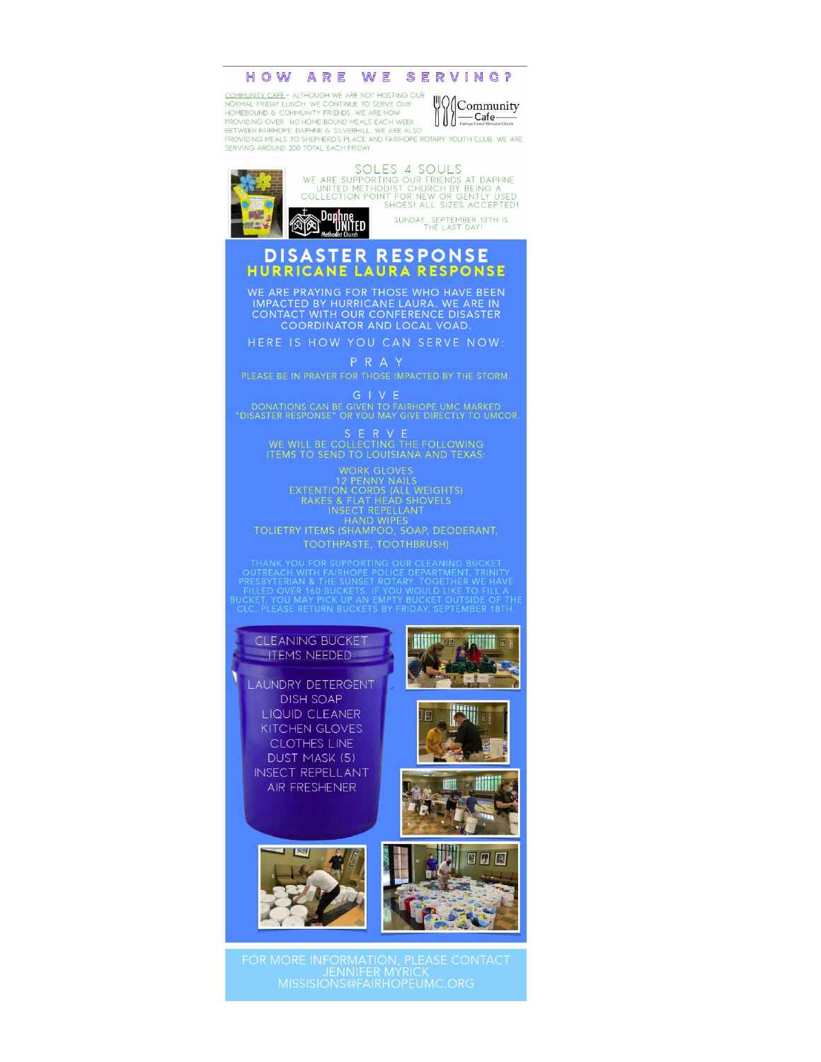# HOW ARE WE SERVING?

COMMUNITY CAFE - ALTHOUGH WE ARE NOT HOSTING OUR NORMAL FRIDAY LUNCH, WE CONTINUE TO SERVE OUR HOMEBOUND & COMMUNITY FRIENDS. WE ARE NOW PROVIDING OVER 140 HOME BOUND MEALS EACH WEEK BETWEEN FAIRHOPE, DAPHNE & SILVERHILL. WE ARE ALSO PROVIDING MEALS TO SHEPHERD'S PLACE AND FAIRHOPE ROTARY YOUTH CLUB. WE ARE SERVING AROUND 200 TOTAL EACH FRIDAY.

Community Cafe

Fairhope United Methodist Church

## SOLES 4 SOULS

WE ARE SUPPORTING OUR FRIENDS AT DAPHNE UNITED METHODIST CHURCH BY BEING A COLLECTION POINT FOR NEW OR GENTLY USED SHOES! ALL SIZES ACCEPTED!

Daphne UNITED Methodist Church

SUNDAY, SEPTEMBER 13TH IS THE LAST DAY!

# DISASTER RESPONSE

## HURRICANE LAURA RESPONSE

WE ARE PRAYING FOR THOSE WHO HAVE BEEN IMPACTED BY HURRICANE LAURA. WE ARE IN CONTACT WITH OUR CONFERENCE DISASTER COORDINATOR AND LOCAL VOAD.

HERE IS HOW YOU CAN SERVE NOW:

### PRAY

PLEASE BE IN PRAYER FOR THOSE IMPACTED BY THE STORM.

### GIVE

DONATIONS CAN BE GIVEN TO FAIRHOPE UMC MARKED "DISASTER RESPONSE" OR YOU MAY GIVE DIRECTLY TO UMCOR.

### SERVE

WE WILL BE COLLECTING THE FOLLOWING ITEMS TO SEND TO LOUISIANA AND TEXAS:

- WORK GLOVES
- 12 PENNY NAILS
- EXTENTION CORDS (ALL WEIGHTS)
- RAKES & FLAT HEAD SHOVELS
- INSECT REPELLANT
- HAND WIPES
- TOLIETRY ITEMS (SHAMPOO, SOAP, DEODERANT, TOOTHPASTE, TOOTHBRUSH)

THANK YOU FOR SUPPORTING OUR CLEANING BUCKET OUTREACH WITH FAIRHOPE POLICE DEPARTMENT, TRINITY PRESBYTERIAN & THE SUNSET ROTARY. TOGETHER WE HAVE FILLED OVER 160 BUCKETS. IF YOU WOULD LIKE TO FILL A BUCKET, YOU MAY PICK UP AN EMPTY BUCKET OUTSIDE OF THE CLC. PLEASE RETURN BUCKETS BY FRIDAY, SEPTEMBER 18TH.

### CLEANING BUCKET ITEMS NEEDED:

- LAUNDRY DETERGENT
- DISH SOAP
- LIQUID CLEANER
- KITCHEN GLOVES
- CLOTHES LINE
- DUST MASK (5)
- INSECT REPELLANT
- AIR FRESHENER

FOR MORE INFORMATION, PLEASE CONTACT JENNIFER MYRICK MISSIONS@FAIRHOPEUMC.ORG